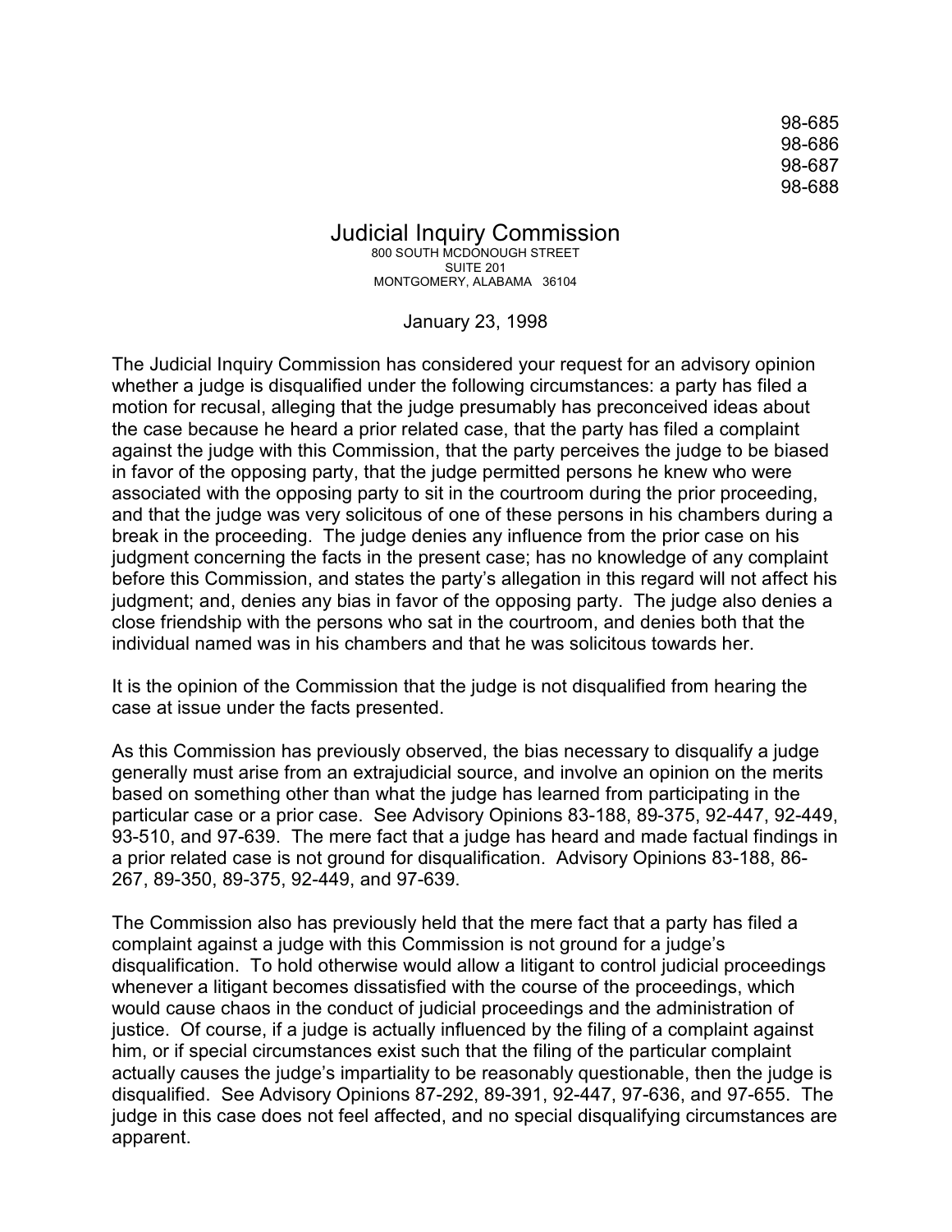98-685
98-686
98-687
98-688

# Judicial Inquiry Commission

800 SOUTH MCDONOUGH STREET
SUITE 201
MONTGOMERY, ALABAMA 36104

January 23, 1998

The Judicial Inquiry Commission has considered your request for an advisory opinion whether a judge is disqualified under the following circumstances: a party has filed a motion for recusal, alleging that the judge presumably has preconceived ideas about the case because he heard a prior related case, that the party has filed a complaint against the judge with this Commission, that the party perceives the judge to be biased in favor of the opposing party, that the judge permitted persons he knew who were associated with the opposing party to sit in the courtroom during the prior proceeding, and that the judge was very solicitous of one of these persons in his chambers during a break in the proceeding. The judge denies any influence from the prior case on his judgment concerning the facts in the present case; has no knowledge of any complaint before this Commission, and states the party's allegation in this regard will not affect his judgment; and, denies any bias in favor of the opposing party. The judge also denies a close friendship with the persons who sat in the courtroom, and denies both that the individual named was in his chambers and that he was solicitous towards her.

It is the opinion of the Commission that the judge is not disqualified from hearing the case at issue under the facts presented.

As this Commission has previously observed, the bias necessary to disqualify a judge generally must arise from an extrajudicial source, and involve an opinion on the merits based on something other than what the judge has learned from participating in the particular case or a prior case. See Advisory Opinions 83-188, 89-375, 92-447, 92-449, 93-510, and 97-639. The mere fact that a judge has heard and made factual findings in a prior related case is not ground for disqualification. Advisory Opinions 83-188, 86-267, 89-350, 89-375, 92-449, and 97-639.

The Commission also has previously held that the mere fact that a party has filed a complaint against a judge with this Commission is not ground for a judge's disqualification. To hold otherwise would allow a litigant to control judicial proceedings whenever a litigant becomes dissatisfied with the course of the proceedings, which would cause chaos in the conduct of judicial proceedings and the administration of justice. Of course, if a judge is actually influenced by the filing of a complaint against him, or if special circumstances exist such that the filing of the particular complaint actually causes the judge's impartiality to be reasonably questionable, then the judge is disqualified. See Advisory Opinions 87-292, 89-391, 92-447, 97-636, and 97-655. The judge in this case does not feel affected, and no special disqualifying circumstances are apparent.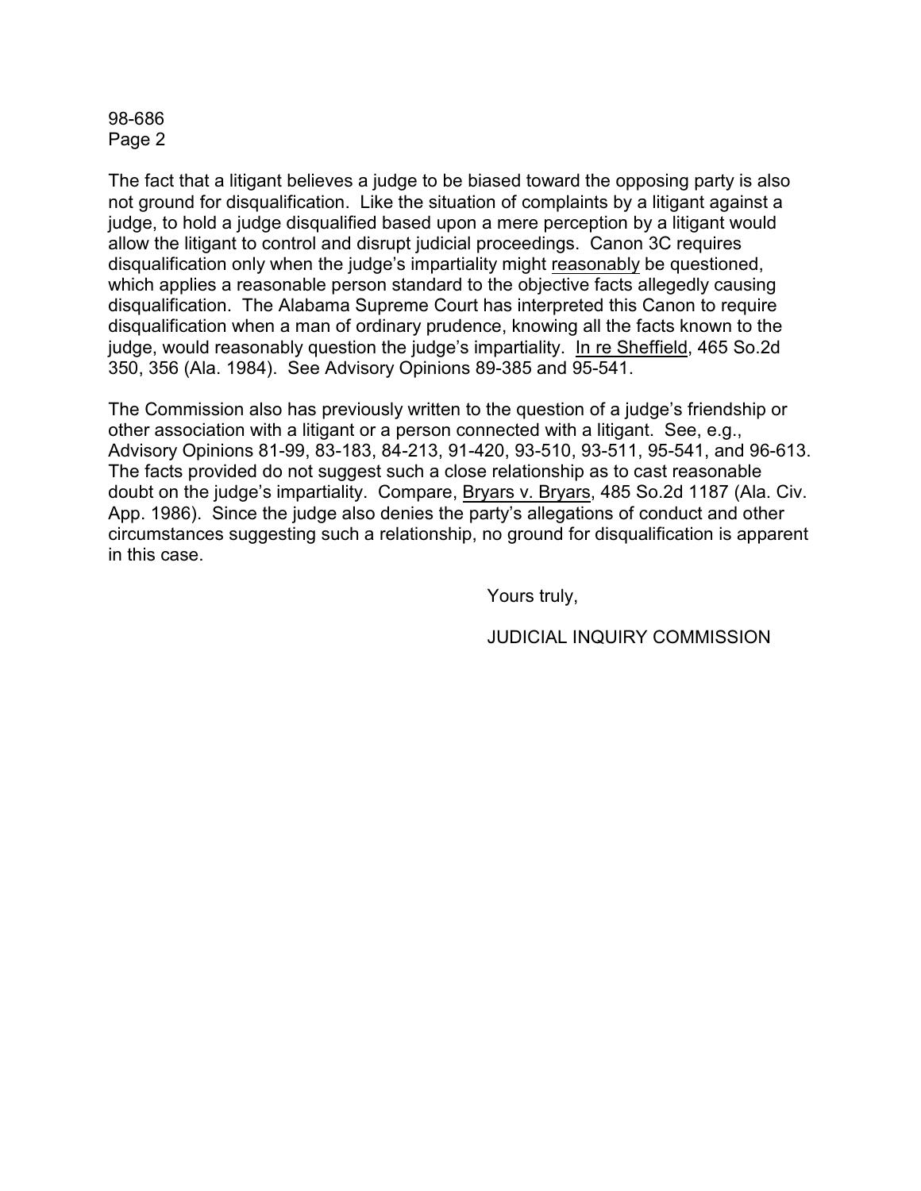The fact that a litigant believes a judge to be biased toward the opposing party is also not ground for disqualification. Like the situation of complaints by a litigant against a judge, to hold a judge disqualified based upon a mere perception by a litigant would allow the litigant to control and disrupt judicial proceedings. Canon 3C requires disqualification only when the judge's impartiality might reasonably be questioned, which applies a reasonable person standard to the objective facts allegedly causing disqualification. The Alabama Supreme Court has interpreted this Canon to require disqualification when a man of ordinary prudence, knowing all the facts known to the judge, would reasonably question the judge's impartiality. In re Sheffield, 465 So.2d 350, 356 (Ala. 1984). See Advisory Opinions 89-385 and 95-541.

The Commission also has previously written to the question of a judge's friendship or other association with a litigant or a person connected with a litigant. See, e.g., Advisory Opinions 81-99, 83-183, 84-213, 91-420, 93-510, 93-511, 95-541, and 96-613. The facts provided do not suggest such a close relationship as to cast reasonable doubt on the judge's impartiality. Compare, Bryars v. Bryars, 485 So.2d 1187 (Ala. Civ. App. 1986). Since the judge also denies the party's allegations of conduct and other circumstances suggesting such a relationship, no ground for disqualification is apparent in this case.

Yours truly,

JUDICIAL INQUIRY COMMISSION